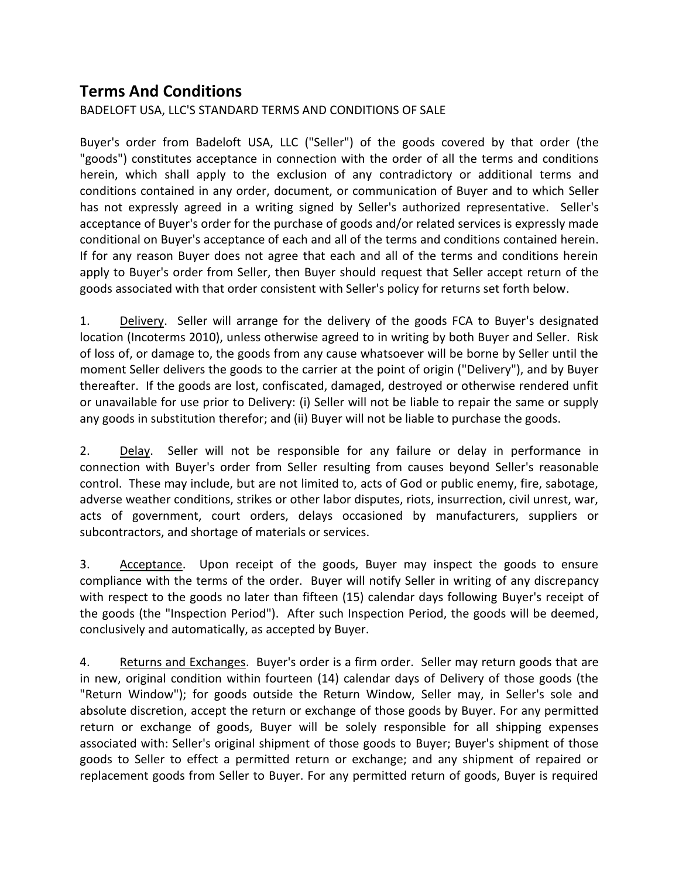## Terms And Conditions

BADELOFT USA, LLC'S STANDARD TERMS AND CONDITIONS OF SALE

Buyer's order from Badeloft USA, LLC ("Seller") of the goods covered by that order (the "goods") constitutes acceptance in connection with the order of all the terms and conditions herein, which shall apply to the exclusion of any contradictory or additional terms and conditions contained in any order, document, or communication of Buyer and to which Seller has not expressly agreed in a writing signed by Seller's authorized representative. Seller's acceptance of Buyer's order for the purchase of goods and/or related services is expressly made conditional on Buyer's acceptance of each and all of the terms and conditions contained herein. If for any reason Buyer does not agree that each and all of the terms and conditions herein apply to Buyer's order from Seller, then Buyer should request that Seller accept return of the goods associated with that order consistent with Seller's policy for returns set forth below.

1. Delivery. Seller will arrange for the delivery of the goods FCA to Buyer's designated location (Incoterms 2010), unless otherwise agreed to in writing by both Buyer and Seller. Risk of loss of, or damage to, the goods from any cause whatsoever will be borne by Seller until the moment Seller delivers the goods to the carrier at the point of origin ("Delivery"), and by Buyer thereafter. If the goods are lost, confiscated, damaged, destroyed or otherwise rendered unfit or unavailable for use prior to Delivery: (i) Seller will not be liable to repair the same or supply any goods in substitution therefor; and (ii) Buyer will not be liable to purchase the goods.

2. Delay. Seller will not be responsible for any failure or delay in performance in connection with Buyer's order from Seller resulting from causes beyond Seller's reasonable control. These may include, but are not limited to, acts of God or public enemy, fire, sabotage, adverse weather conditions, strikes or other labor disputes, riots, insurrection, civil unrest, war, acts of government, court orders, delays occasioned by manufacturers, suppliers or subcontractors, and shortage of materials or services.

3. Acceptance. Upon receipt of the goods, Buyer may inspect the goods to ensure compliance with the terms of the order. Buyer will notify Seller in writing of any discrepancy with respect to the goods no later than fifteen (15) calendar days following Buyer's receipt of the goods (the "Inspection Period"). After such Inspection Period, the goods will be deemed, conclusively and automatically, as accepted by Buyer.

4. Returns and Exchanges. Buyer's order is a firm order. Seller may return goods that are in new, original condition within fourteen (14) calendar days of Delivery of those goods (the "Return Window"); for goods outside the Return Window, Seller may, in Seller's sole and absolute discretion, accept the return or exchange of those goods by Buyer. For any permitted return or exchange of goods, Buyer will be solely responsible for all shipping expenses associated with: Seller's original shipment of those goods to Buyer; Buyer's shipment of those goods to Seller to effect a permitted return or exchange; and any shipment of repaired or replacement goods from Seller to Buyer. For any permitted return of goods, Buyer is required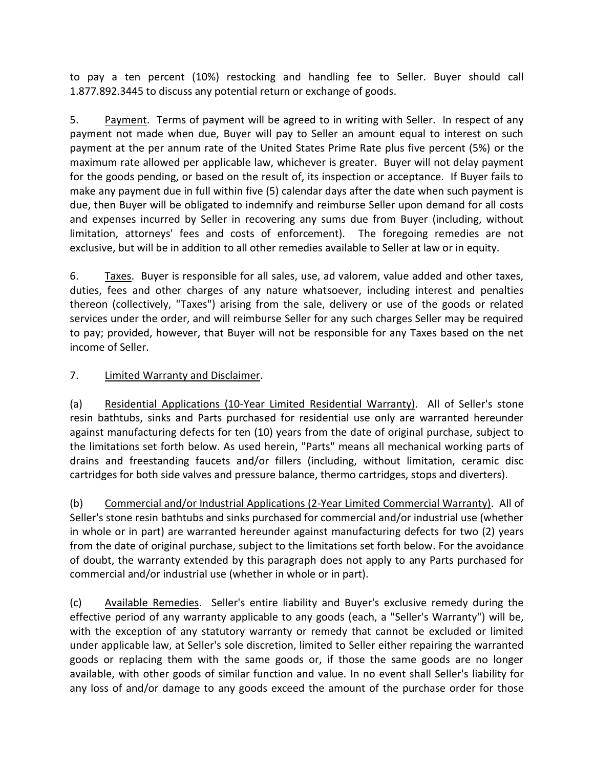to pay a ten percent (10%) restocking and handling fee to Seller. Buyer should call 1.877.892.3445 to discuss any potential return or exchange of goods.

5. Payment. Terms of payment will be agreed to in writing with Seller. In respect of any payment not made when due, Buyer will pay to Seller an amount equal to interest on such payment at the per annum rate of the United States Prime Rate plus five percent (5%) or the maximum rate allowed per applicable law, whichever is greater. Buyer will not delay payment for the goods pending, or based on the result of, its inspection or acceptance. If Buyer fails to make any payment due in full within five (5) calendar days after the date when such payment is due, then Buyer will be obligated to indemnify and reimburse Seller upon demand for all costs and expenses incurred by Seller in recovering any sums due from Buyer (including, without limitation, attorneys' fees and costs of enforcement). The foregoing remedies are not exclusive, but will be in addition to all other remedies available to Seller at law or in equity.

6. Taxes. Buyer is responsible for all sales, use, ad valorem, value added and other taxes, duties, fees and other charges of any nature whatsoever, including interest and penalties thereon (collectively, "Taxes") arising from the sale, delivery or use of the goods or related services under the order, and will reimburse Seller for any such charges Seller may be required to pay; provided, however, that Buyer will not be responsible for any Taxes based on the net income of Seller.

7. Limited Warranty and Disclaimer.

(a) Residential Applications (10-Year Limited Residential Warranty). All of Seller's stone resin bathtubs, sinks and Parts purchased for residential use only are warranted hereunder against manufacturing defects for ten (10) years from the date of original purchase, subject to the limitations set forth below. As used herein, "Parts" means all mechanical working parts of drains and freestanding faucets and/or fillers (including, without limitation, ceramic disc cartridges for both side valves and pressure balance, thermo cartridges, stops and diverters).

(b) Commercial and/or Industrial Applications (2-Year Limited Commercial Warranty). All of Seller's stone resin bathtubs and sinks purchased for commercial and/or industrial use (whether in whole or in part) are warranted hereunder against manufacturing defects for two (2) years from the date of original purchase, subject to the limitations set forth below. For the avoidance of doubt, the warranty extended by this paragraph does not apply to any Parts purchased for commercial and/or industrial use (whether in whole or in part).

(c) Available Remedies. Seller's entire liability and Buyer's exclusive remedy during the effective period of any warranty applicable to any goods (each, a "Seller's Warranty") will be, with the exception of any statutory warranty or remedy that cannot be excluded or limited under applicable law, at Seller's sole discretion, limited to Seller either repairing the warranted goods or replacing them with the same goods or, if those the same goods are no longer available, with other goods of similar function and value. In no event shall Seller's liability for any loss of and/or damage to any goods exceed the amount of the purchase order for those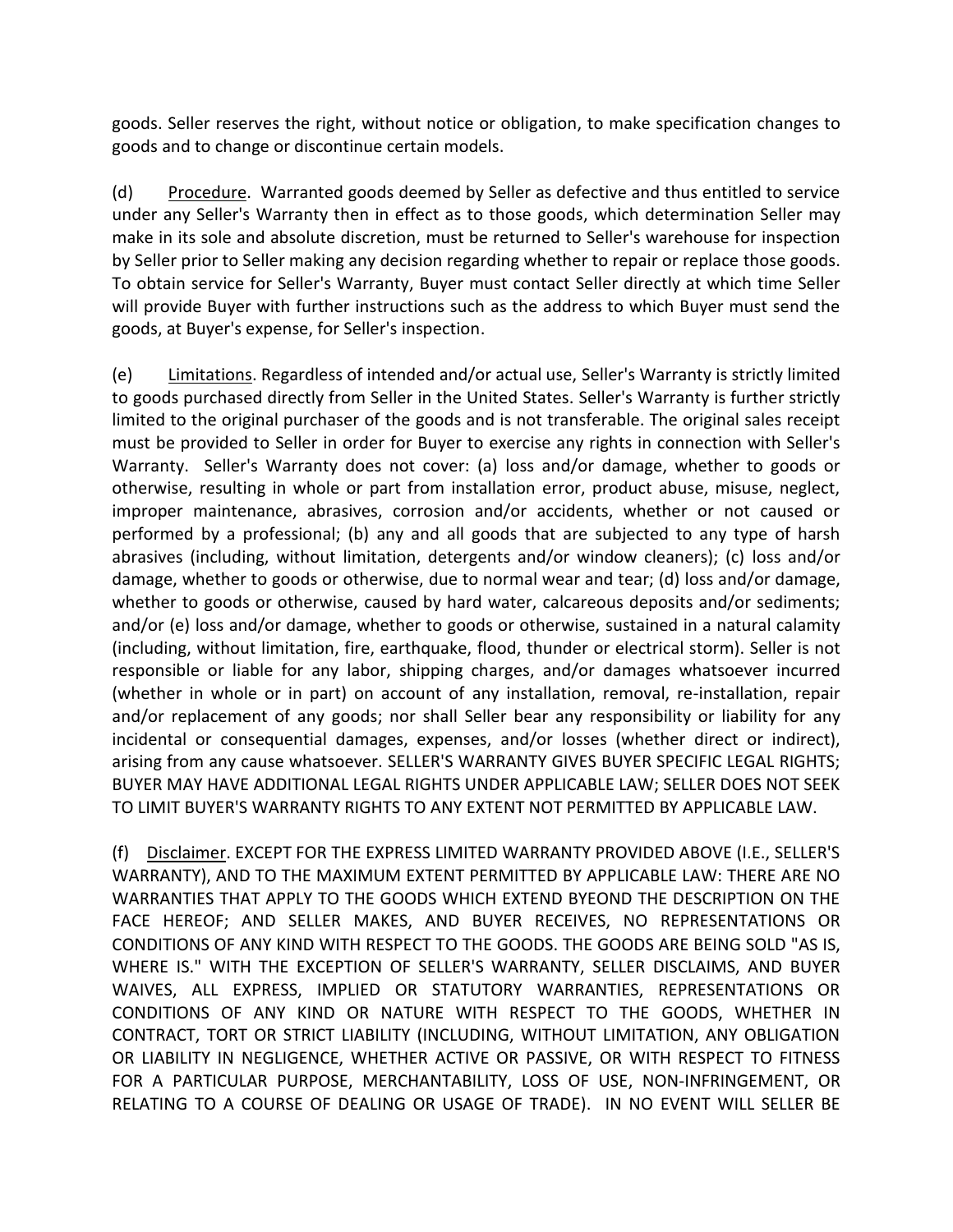goods. Seller reserves the right, without notice or obligation, to make specification changes to goods and to change or discontinue certain models.

(d) Procedure. Warranted goods deemed by Seller as defective and thus entitled to service under any Seller's Warranty then in effect as to those goods, which determination Seller may make in its sole and absolute discretion, must be returned to Seller's warehouse for inspection by Seller prior to Seller making any decision regarding whether to repair or replace those goods. To obtain service for Seller's Warranty, Buyer must contact Seller directly at which time Seller will provide Buyer with further instructions such as the address to which Buyer must send the goods, at Buyer's expense, for Seller's inspection.

(e) Limitations. Regardless of intended and/or actual use, Seller's Warranty is strictly limited to goods purchased directly from Seller in the United States. Seller's Warranty is further strictly limited to the original purchaser of the goods and is not transferable. The original sales receipt must be provided to Seller in order for Buyer to exercise any rights in connection with Seller's Warranty. Seller's Warranty does not cover: (a) loss and/or damage, whether to goods or otherwise, resulting in whole or part from installation error, product abuse, misuse, neglect, improper maintenance, abrasives, corrosion and/or accidents, whether or not caused or performed by a professional; (b) any and all goods that are subjected to any type of harsh abrasives (including, without limitation, detergents and/or window cleaners); (c) loss and/or damage, whether to goods or otherwise, due to normal wear and tear; (d) loss and/or damage, whether to goods or otherwise, caused by hard water, calcareous deposits and/or sediments; and/or (e) loss and/or damage, whether to goods or otherwise, sustained in a natural calamity (including, without limitation, fire, earthquake, flood, thunder or electrical storm). Seller is not responsible or liable for any labor, shipping charges, and/or damages whatsoever incurred (whether in whole or in part) on account of any installation, removal, re-installation, repair and/or replacement of any goods; nor shall Seller bear any responsibility or liability for any incidental or consequential damages, expenses, and/or losses (whether direct or indirect), arising from any cause whatsoever. SELLER'S WARRANTY GIVES BUYER SPECIFIC LEGAL RIGHTS; BUYER MAY HAVE ADDITIONAL LEGAL RIGHTS UNDER APPLICABLE LAW; SELLER DOES NOT SEEK TO LIMIT BUYER'S WARRANTY RIGHTS TO ANY EXTENT NOT PERMITTED BY APPLICABLE LAW.

(f) Disclaimer. EXCEPT FOR THE EXPRESS LIMITED WARRANTY PROVIDED ABOVE (I.E., SELLER'S WARRANTY), AND TO THE MAXIMUM EXTENT PERMITTED BY APPLICABLE LAW: THERE ARE NO WARRANTIES THAT APPLY TO THE GOODS WHICH EXTEND BYEOND THE DESCRIPTION ON THE FACE HEREOF; AND SELLER MAKES, AND BUYER RECEIVES, NO REPRESENTATIONS OR CONDITIONS OF ANY KIND WITH RESPECT TO THE GOODS. THE GOODS ARE BEING SOLD "AS IS, WHERE IS." WITH THE EXCEPTION OF SELLER'S WARRANTY, SELLER DISCLAIMS, AND BUYER WAIVES, ALL EXPRESS, IMPLIED OR STATUTORY WARRANTIES, REPRESENTATIONS OR CONDITIONS OF ANY KIND OR NATURE WITH RESPECT TO THE GOODS, WHETHER IN CONTRACT, TORT OR STRICT LIABILITY (INCLUDING, WITHOUT LIMITATION, ANY OBLIGATION OR LIABILITY IN NEGLIGENCE, WHETHER ACTIVE OR PASSIVE, OR WITH RESPECT TO FITNESS FOR A PARTICULAR PURPOSE, MERCHANTABILITY, LOSS OF USE, NON-INFRINGEMENT, OR RELATING TO A COURSE OF DEALING OR USAGE OF TRADE). IN NO EVENT WILL SELLER BE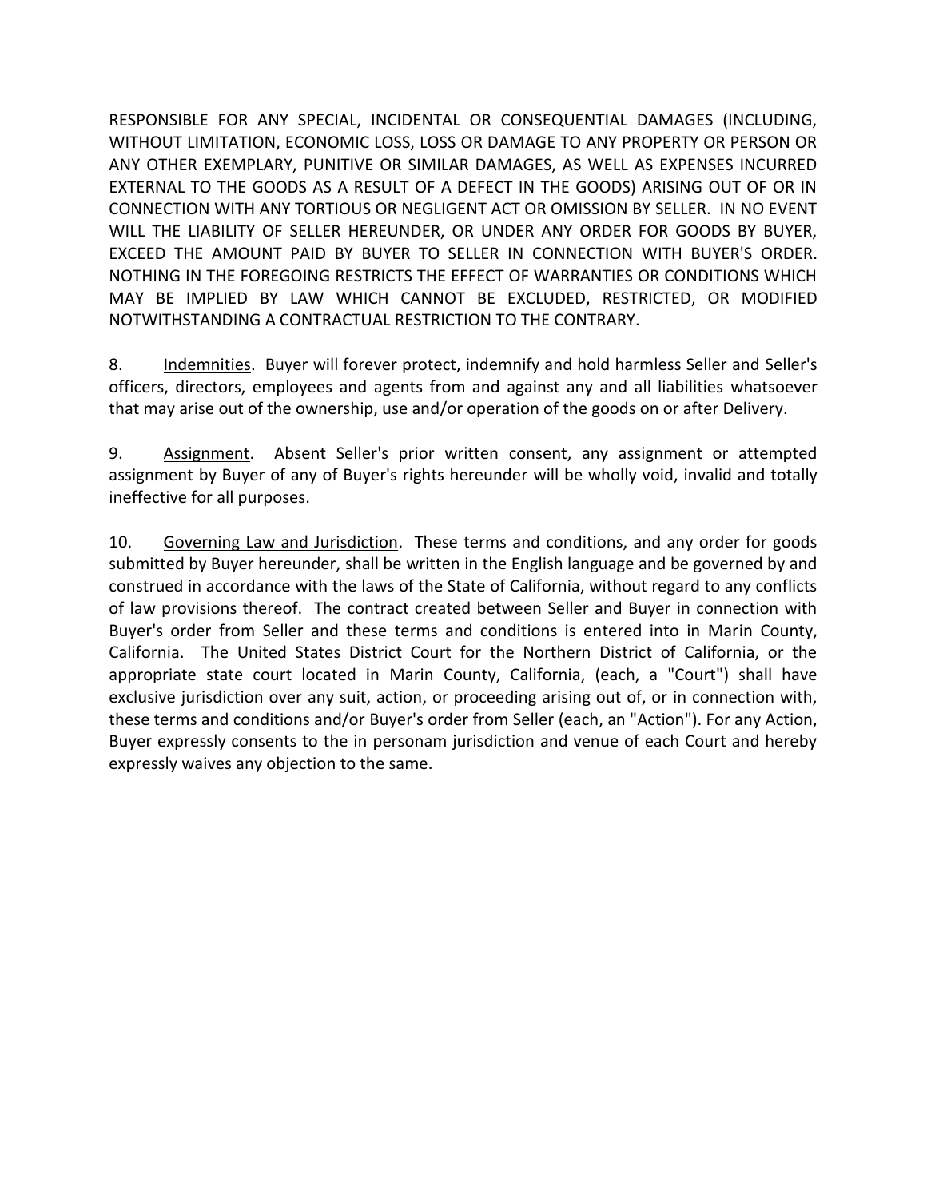RESPONSIBLE FOR ANY SPECIAL, INCIDENTAL OR CONSEQUENTIAL DAMAGES (INCLUDING, WITHOUT LIMITATION, ECONOMIC LOSS, LOSS OR DAMAGE TO ANY PROPERTY OR PERSON OR ANY OTHER EXEMPLARY, PUNITIVE OR SIMILAR DAMAGES, AS WELL AS EXPENSES INCURRED EXTERNAL TO THE GOODS AS A RESULT OF A DEFECT IN THE GOODS) ARISING OUT OF OR IN CONNECTION WITH ANY TORTIOUS OR NEGLIGENT ACT OR OMISSION BY SELLER. IN NO EVENT WILL THE LIABILITY OF SELLER HEREUNDER, OR UNDER ANY ORDER FOR GOODS BY BUYER, EXCEED THE AMOUNT PAID BY BUYER TO SELLER IN CONNECTION WITH BUYER'S ORDER. NOTHING IN THE FOREGOING RESTRICTS THE EFFECT OF WARRANTIES OR CONDITIONS WHICH MAY BE IMPLIED BY LAW WHICH CANNOT BE EXCLUDED, RESTRICTED, OR MODIFIED NOTWITHSTANDING A CONTRACTUAL RESTRICTION TO THE CONTRARY.

8. Indemnities. Buyer will forever protect, indemnify and hold harmless Seller and Seller's officers, directors, employees and agents from and against any and all liabilities whatsoever that may arise out of the ownership, use and/or operation of the goods on or after Delivery.

9. Assignment. Absent Seller's prior written consent, any assignment or attempted assignment by Buyer of any of Buyer's rights hereunder will be wholly void, invalid and totally ineffective for all purposes.

10. Governing Law and Jurisdiction. These terms and conditions, and any order for goods submitted by Buyer hereunder, shall be written in the English language and be governed by and construed in accordance with the laws of the State of California, without regard to any conflicts of law provisions thereof. The contract created between Seller and Buyer in connection with Buyer's order from Seller and these terms and conditions is entered into in Marin County, California. The United States District Court for the Northern District of California, or the appropriate state court located in Marin County, California, (each, a "Court") shall have exclusive jurisdiction over any suit, action, or proceeding arising out of, or in connection with, these terms and conditions and/or Buyer's order from Seller (each, an "Action"). For any Action, Buyer expressly consents to the in personam jurisdiction and venue of each Court and hereby expressly waives any objection to the same.